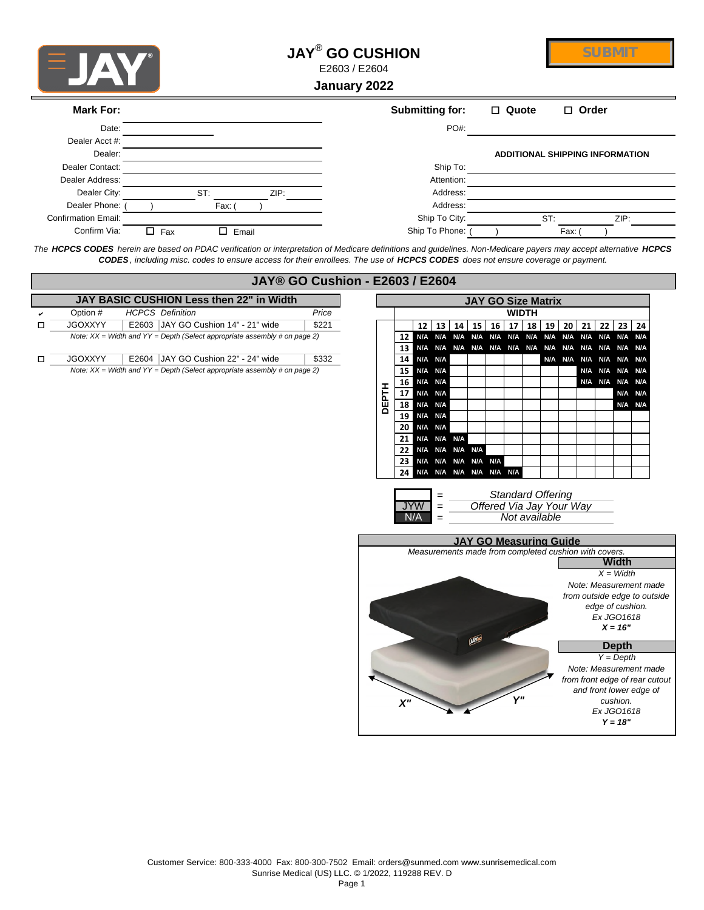# JAY® GO CUSHION

E2603 / E2604

**January 2022**

SUBMIT

| **Mark For:** | |
|---|---|
| Date: | |
| Dealer Acct #: | |
| Dealer: | |
| Dealer Contact: | |
| Dealer Address: | |
| Dealer City: | ST: ZIP: |
| Dealer Phone: | ( ) Fax: ( ) |
| Confirmation Email: | |
| Confirm Via: | ☐ Fax ☐ Email |

| **Submitting for:** | ☐ Quote ☐ Order |
|---|---|
| PO#: | |

**ADDITIONAL SHIPPING INFORMATION**

| | |
|---|---|
| Ship To: | |
| Attention: | |
| Address: | |
| Address: | |
| Ship To City: | ST: ZIP: |
| Ship To Phone: | ( ) Fax: ( ) |

*The **HCPCS CODES** herein are based on PDAC verification or interpretation of Medicare definitions and guidelines. Non-Medicare payers may accept alternative **HCPCS CODES**, including misc. codes to ensure access for their enrollees. The use of **HCPCS CODES** does not ensure coverage or payment.*

## JAY® GO Cushion - E2603 / E2604

### JAY BASIC CUSHION Less then 22" in Width

| ✔ | Option # | HCPCS | Definition | Price |
|---|---|---|---|---|
| ☐ | JGOXXYY | E2603 | JAY GO Cushion 14" - 21" wide | $221 |
| | *Note: XX = Width and YY = Depth (Select appropriate assembly # on page 2)* | | | |
| ☐ | JGOXXYY | E2604 | JAY GO Cushion 22" - 24" wide | $332 |
| | *Note: XX = Width and YY = Depth (Select appropriate assembly # on page 2)* | | | |

### JAY GO Size Matrix

| DEPTH \ WIDTH | 12 | 13 | 14 | 15 | 16 | 17 | 18 | 19 | 20 | 21 | 22 | 23 | 24 |
|---|---|---|---|---|---|---|---|---|---|---|---|---|---|
| 12 | N/A | N/A | N/A | N/A | N/A | N/A | N/A | N/A | N/A | N/A | N/A | N/A | N/A |
| 13 | N/A | N/A | N/A | N/A | N/A | N/A | N/A | N/A | N/A | N/A | N/A | N/A | N/A |
| 14 | N/A | N/A | | | | | | N/A | N/A | N/A | N/A | N/A | N/A |
| 15 | N/A | N/A | | | | | | | | N/A | N/A | N/A | N/A |
| 16 | N/A | N/A | | | | | | | | N/A | N/A | N/A | N/A |
| 17 | N/A | N/A | | | | | | | | | | N/A | N/A |
| 18 | N/A | N/A | | | | | | | | | | N/A | N/A |
| 19 | N/A | N/A | | | | | | | | | | | |
| 20 | N/A | N/A | | | | | | | | | | | |
| 21 | N/A | N/A | N/A | | | | | | | | | | |
| 22 | N/A | N/A | N/A | N/A | | | | | | | | | |
| 23 | N/A | N/A | N/A | N/A | N/A | | | | | | | | |
| 24 | N/A | N/A | N/A | N/A | N/A | N/A | | | | | | | |

| | | |
|---|---|---|
| (blank) | = | *Standard Offering* |
| JYW | = | *Offered Via Jay Your Way* |
| N/A | = | *Not available* |

### JAY GO Measuring Guide

*Measurements made from completed cushion with covers.*

X" Y"

**Width**

*X = Width*

*Note: Measurement made from outside edge to outside edge of cushion.*

*Ex JGO1618*

***X = 16"***

**Depth**

*Y = Depth*

*Note: Measurement made from front edge of rear cutout and front lower edge of cushion.*

*Ex JGO1618*

***Y = 18"***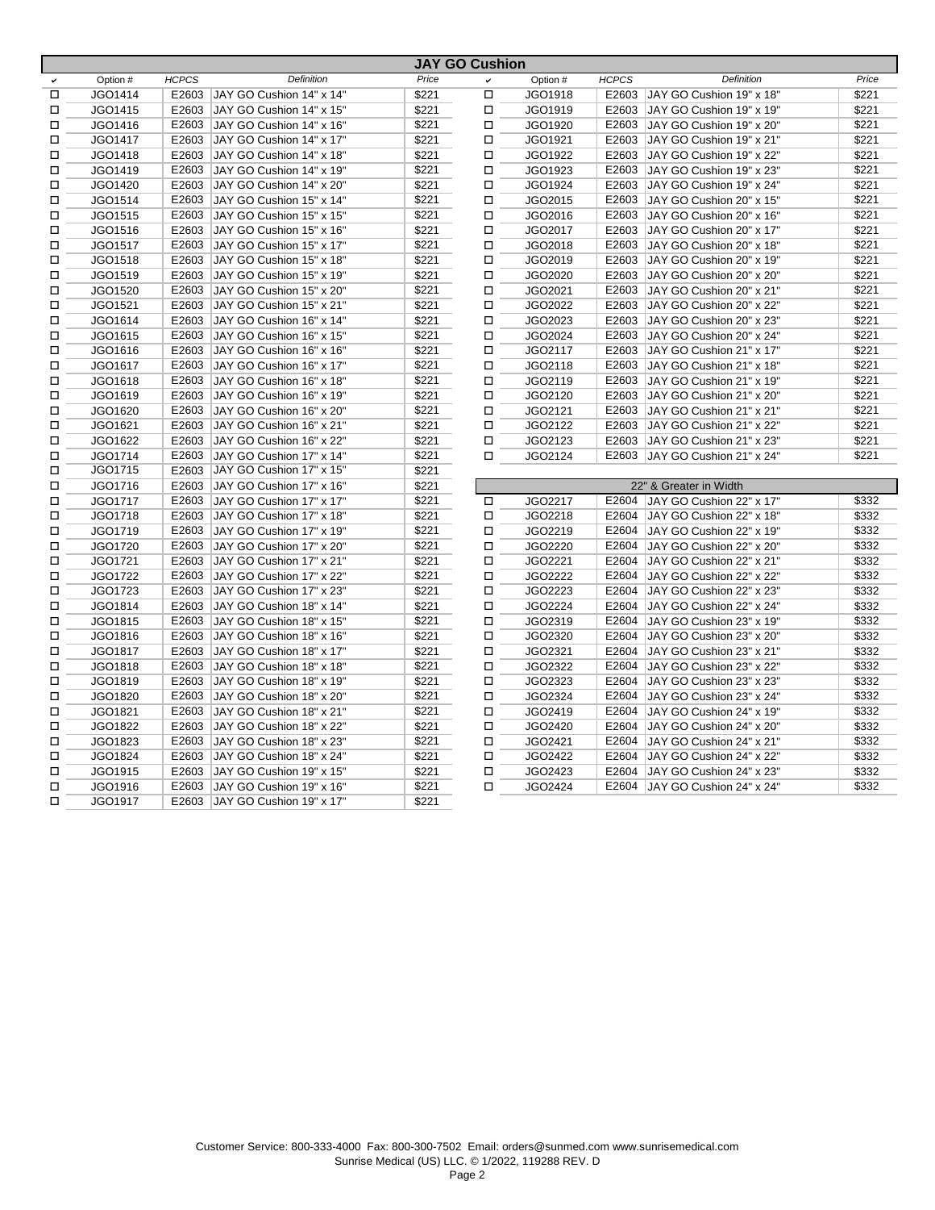## JAY GO Cushion

| ✔ | Option # | HCPCS | Definition | Price |
|---|---|---|---|---|
| ☐ | JGO1414 | E2603 | JAY GO Cushion 14" x 14" | $221 |
| ☐ | JGO1415 | E2603 | JAY GO Cushion 14" x 15" | $221 |
| ☐ | JGO1416 | E2603 | JAY GO Cushion 14" x 16" | $221 |
| ☐ | JGO1417 | E2603 | JAY GO Cushion 14" x 17" | $221 |
| ☐ | JGO1418 | E2603 | JAY GO Cushion 14" x 18" | $221 |
| ☐ | JGO1419 | E2603 | JAY GO Cushion 14" x 19" | $221 |
| ☐ | JGO1420 | E2603 | JAY GO Cushion 14" x 20" | $221 |
| ☐ | JGO1514 | E2603 | JAY GO Cushion 15" x 14" | $221 |
| ☐ | JGO1515 | E2603 | JAY GO Cushion 15" x 15" | $221 |
| ☐ | JGO1516 | E2603 | JAY GO Cushion 15" x 16" | $221 |
| ☐ | JGO1517 | E2603 | JAY GO Cushion 15" x 17" | $221 |
| ☐ | JGO1518 | E2603 | JAY GO Cushion 15" x 18" | $221 |
| ☐ | JGO1519 | E2603 | JAY GO Cushion 15" x 19" | $221 |
| ☐ | JGO1520 | E2603 | JAY GO Cushion 15" x 20" | $221 |
| ☐ | JGO1521 | E2603 | JAY GO Cushion 15" x 21" | $221 |
| ☐ | JGO1614 | E2603 | JAY GO Cushion 16" x 14" | $221 |
| ☐ | JGO1615 | E2603 | JAY GO Cushion 16" x 15" | $221 |
| ☐ | JGO1616 | E2603 | JAY GO Cushion 16" x 16" | $221 |
| ☐ | JGO1617 | E2603 | JAY GO Cushion 16" x 17" | $221 |
| ☐ | JGO1618 | E2603 | JAY GO Cushion 16" x 18" | $221 |
| ☐ | JGO1619 | E2603 | JAY GO Cushion 16" x 19" | $221 |
| ☐ | JGO1620 | E2603 | JAY GO Cushion 16" x 20" | $221 |
| ☐ | JGO1621 | E2603 | JAY GO Cushion 16" x 21" | $221 |
| ☐ | JGO1622 | E2603 | JAY GO Cushion 16" x 22" | $221 |
| ☐ | JGO1714 | E2603 | JAY GO Cushion 17" x 14" | $221 |
| ☐ | JGO1715 | E2603 | JAY GO Cushion 17" x 15" | $221 |
| ☐ | JGO1716 | E2603 | JAY GO Cushion 17" x 16" | $221 |
| ☐ | JGO1717 | E2603 | JAY GO Cushion 17" x 17" | $221 |
| ☐ | JGO1718 | E2603 | JAY GO Cushion 17" x 18" | $221 |
| ☐ | JGO1719 | E2603 | JAY GO Cushion 17" x 19" | $221 |
| ☐ | JGO1720 | E2603 | JAY GO Cushion 17" x 20" | $221 |
| ☐ | JGO1721 | E2603 | JAY GO Cushion 17" x 21" | $221 |
| ☐ | JGO1722 | E2603 | JAY GO Cushion 17" x 22" | $221 |
| ☐ | JGO1723 | E2603 | JAY GO Cushion 17" x 23" | $221 |
| ☐ | JGO1814 | E2603 | JAY GO Cushion 18" x 14" | $221 |
| ☐ | JGO1815 | E2603 | JAY GO Cushion 18" x 15" | $221 |
| ☐ | JGO1816 | E2603 | JAY GO Cushion 18" x 16" | $221 |
| ☐ | JGO1817 | E2603 | JAY GO Cushion 18" x 17" | $221 |
| ☐ | JGO1818 | E2603 | JAY GO Cushion 18" x 18" | $221 |
| ☐ | JGO1819 | E2603 | JAY GO Cushion 18" x 19" | $221 |
| ☐ | JGO1820 | E2603 | JAY GO Cushion 18" x 20" | $221 |
| ☐ | JGO1821 | E2603 | JAY GO Cushion 18" x 21" | $221 |
| ☐ | JGO1822 | E2603 | JAY GO Cushion 18" x 22" | $221 |
| ☐ | JGO1823 | E2603 | JAY GO Cushion 18" x 23" | $221 |
| ☐ | JGO1824 | E2603 | JAY GO Cushion 18" x 24" | $221 |
| ☐ | JGO1915 | E2603 | JAY GO Cushion 19" x 15" | $221 |
| ☐ | JGO1916 | E2603 | JAY GO Cushion 19" x 16" | $221 |
| ☐ | JGO1917 | E2603 | JAY GO Cushion 19" x 17" | $221 |
| ☐ | JGO1918 | E2603 | JAY GO Cushion 19" x 18" | $221 |
| ☐ | JGO1919 | E2603 | JAY GO Cushion 19" x 19" | $221 |
| ☐ | JGO1920 | E2603 | JAY GO Cushion 19" x 20" | $221 |
| ☐ | JGO1921 | E2603 | JAY GO Cushion 19" x 21" | $221 |
| ☐ | JGO1922 | E2603 | JAY GO Cushion 19" x 22" | $221 |
| ☐ | JGO1923 | E2603 | JAY GO Cushion 19" x 23" | $221 |
| ☐ | JGO1924 | E2603 | JAY GO Cushion 19" x 24" | $221 |
| ☐ | JGO2015 | E2603 | JAY GO Cushion 20" x 15" | $221 |
| ☐ | JGO2016 | E2603 | JAY GO Cushion 20" x 16" | $221 |
| ☐ | JGO2017 | E2603 | JAY GO Cushion 20" x 17" | $221 |
| ☐ | JGO2018 | E2603 | JAY GO Cushion 20" x 18" | $221 |
| ☐ | JGO2019 | E2603 | JAY GO Cushion 20" x 19" | $221 |
| ☐ | JGO2020 | E2603 | JAY GO Cushion 20" x 20" | $221 |
| ☐ | JGO2021 | E2603 | JAY GO Cushion 20" x 21" | $221 |
| ☐ | JGO2022 | E2603 | JAY GO Cushion 20" x 22" | $221 |
| ☐ | JGO2023 | E2603 | JAY GO Cushion 20" x 23" | $221 |
| ☐ | JGO2024 | E2603 | JAY GO Cushion 20" x 24" | $221 |
| ☐ | JGO2117 | E2603 | JAY GO Cushion 21" x 17" | $221 |
| ☐ | JGO2118 | E2603 | JAY GO Cushion 21" x 18" | $221 |
| ☐ | JGO2119 | E2603 | JAY GO Cushion 21" x 19" | $221 |
| ☐ | JGO2120 | E2603 | JAY GO Cushion 21" x 20" | $221 |
| ☐ | JGO2121 | E2603 | JAY GO Cushion 21" x 21" | $221 |
| ☐ | JGO2122 | E2603 | JAY GO Cushion 21" x 22" | $221 |
| ☐ | JGO2123 | E2603 | JAY GO Cushion 21" x 23" | $221 |
| ☐ | JGO2124 | E2603 | JAY GO Cushion 21" x 24" | $221 |

### 22" & Greater in Width

| ✔ | Option # | HCPCS | Definition | Price |
|---|---|---|---|---|
| ☐ | JGO2217 | E2604 | JAY GO Cushion 22" x 17" | $332 |
| ☐ | JGO2218 | E2604 | JAY GO Cushion 22" x 18" | $332 |
| ☐ | JGO2219 | E2604 | JAY GO Cushion 22" x 19" | $332 |
| ☐ | JGO2220 | E2604 | JAY GO Cushion 22" x 20" | $332 |
| ☐ | JGO2221 | E2604 | JAY GO Cushion 22" x 21" | $332 |
| ☐ | JGO2222 | E2604 | JAY GO Cushion 22" x 22" | $332 |
| ☐ | JGO2223 | E2604 | JAY GO Cushion 22" x 23" | $332 |
| ☐ | JGO2224 | E2604 | JAY GO Cushion 22" x 24" | $332 |
| ☐ | JGO2319 | E2604 | JAY GO Cushion 23" x 19" | $332 |
| ☐ | JGO2320 | E2604 | JAY GO Cushion 23" x 20" | $332 |
| ☐ | JGO2321 | E2604 | JAY GO Cushion 23" x 21" | $332 |
| ☐ | JGO2322 | E2604 | JAY GO Cushion 23" x 22" | $332 |
| ☐ | JGO2323 | E2604 | JAY GO Cushion 23" x 23" | $332 |
| ☐ | JGO2324 | E2604 | JAY GO Cushion 23" x 24" | $332 |
| ☐ | JGO2419 | E2604 | JAY GO Cushion 24" x 19" | $332 |
| ☐ | JGO2420 | E2604 | JAY GO Cushion 24" x 20" | $332 |
| ☐ | JGO2421 | E2604 | JAY GO Cushion 24" x 21" | $332 |
| ☐ | JGO2422 | E2604 | JAY GO Cushion 24" x 22" | $332 |
| ☐ | JGO2423 | E2604 | JAY GO Cushion 24" x 23" | $332 |
| ☐ | JGO2424 | E2604 | JAY GO Cushion 24" x 24" | $332 |

Customer Service: 800-333-4000 Fax: 800-300-7502 Email: orders@sunmed.com www.sunrisemedical.com
Sunrise Medical (US) LLC. © 1/2022, 119288 REV. D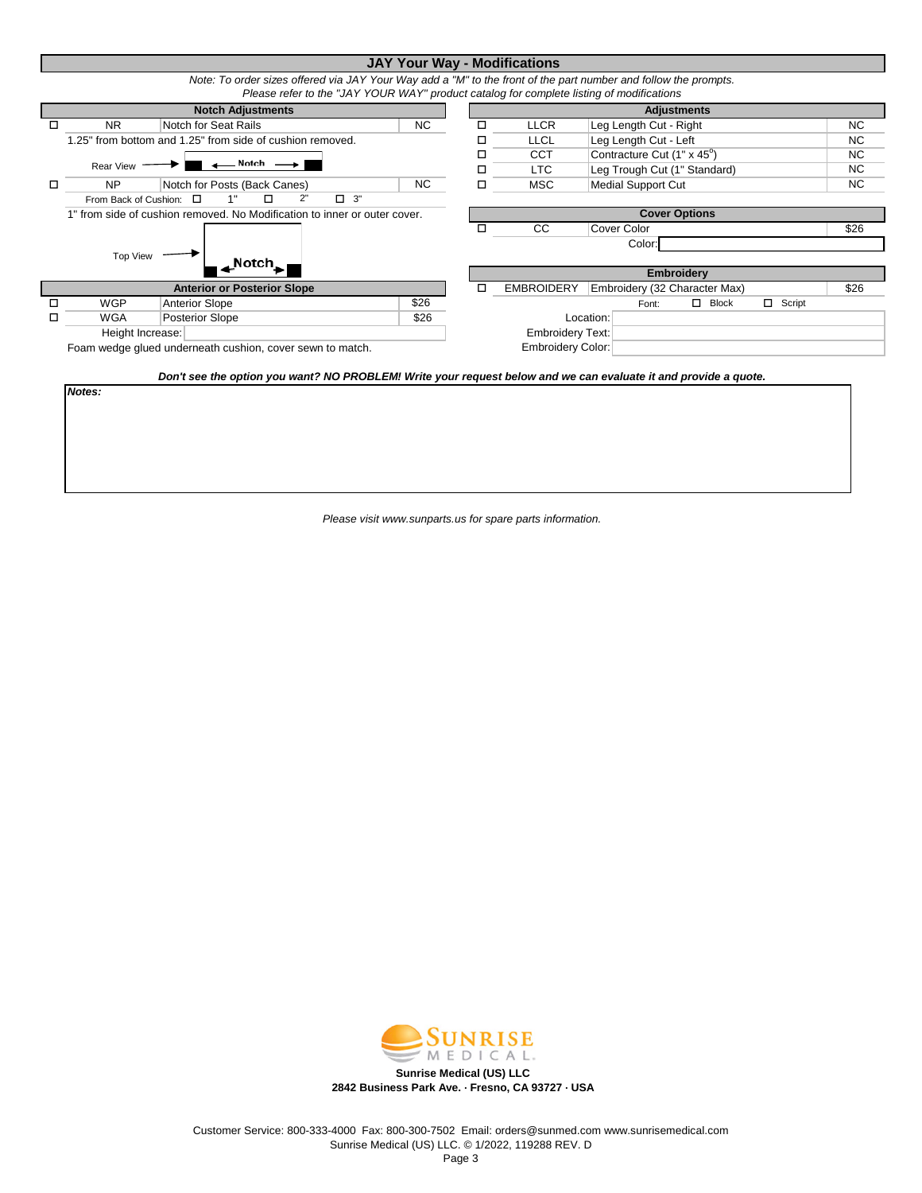## JAY Your Way - Modifications

*Note: To order sizes offered via JAY Your Way add a "M" to the front of the part number and follow the prompts.*
*Please refer to the "JAY YOUR WAY" product catalog for complete listing of modifications*

### Notch Adjustments

| | | | |
|---|---|---|---|
| ☐ | NR | Notch for Seat Rails | NC |

1.25" from bottom and 1.25" from side of cushion removed.

Rear View → Notch

| | | | |
|---|---|---|---|
| ☐ | NP | Notch for Posts (Back Canes) | NC |

From Back of Cushion: ☐ 1" ☐ 2" ☐ 3"

1" from side of cushion removed. No Modification to inner or outer cover.

Top View → Notch

### Anterior or Posterior Slope

| | | | |
|---|---|---|---|
| ☐ | WGP | Anterior Slope | $26 |
| ☐ | WGA | Posterior Slope | $26 |

Height Increase:

Foam wedge glued underneath cushion, cover sewn to match.

### Adjustments

| | | | |
|---|---|---|---|
| ☐ | LLCR | Leg Length Cut - Right | NC |
| ☐ | LLCL | Leg Length Cut - Left | NC |
| ☐ | CCT | Contracture Cut (1" x 45°) | NC |
| ☐ | LTC | Leg Trough Cut (1" Standard) | NC |
| ☐ | MSC | Medial Support Cut | NC |

### Cover Options

| | | | |
|---|---|---|---|
| ☐ | CC | Cover Color | $26 |

Color:

### Embroidery

| | | | |
|---|---|---|---|
| ☐ | EMBROIDERY | Embroidery (32 Character Max) | $26 |

Font: ☐ Block ☐ Script

Location:

Embroidery Text:

Embroidery Color:

***Don't see the option you want? NO PROBLEM! Write your request below and we can evaluate it and provide a quote.***

***Notes:***

*Please visit www.sunparts.us for spare parts information.*

**Sunrise Medical (US) LLC**
**2842 Business Park Ave. · Fresno, CA 93727 · USA**

Customer Service: 800-333-4000 Fax: 800-300-7502 Email: orders@sunmed.com www.sunrisemedical.com
Sunrise Medical (US) LLC. © 1/2022, 119288 REV. D